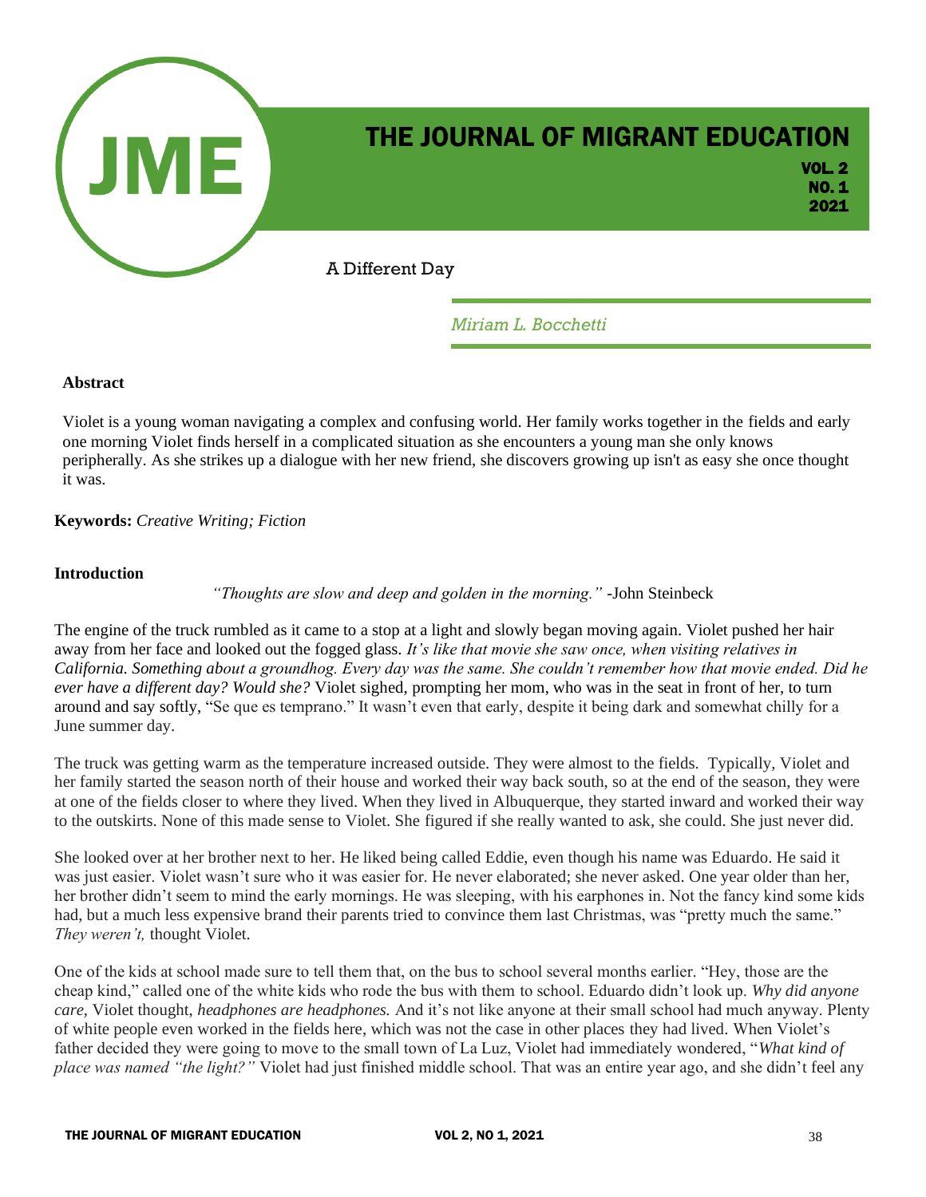# A Different Day

*Miriam L. Bocchetti*

**Abstract**

Violet is a young woman navigating a complex and confusing world. Her family works together in the fields and early one morning Violet finds herself in a complicated situation as she encounters a young man she only knows peripherally. As she strikes up a dialogue with her new friend, she discovers growing up isn't as easy she once thought it was.

**Keywords:** *Creative Writing; Fiction*

## Introduction

*"Thoughts are slow and deep and golden in the morning."* -John Steinbeck

The engine of the truck rumbled as it came to a stop at a light and slowly began moving again. Violet pushed her hair away from her face and looked out the fogged glass. *It's like that movie she saw once, when visiting relatives in California. Something about a groundhog. Every day was the same. She couldn't remember how that movie ended. Did he ever have a different day? Would she?* Violet sighed, prompting her mom, who was in the seat in front of her, to turn around and say softly, "Se que es temprano." It wasn't even that early, despite it being dark and somewhat chilly for a June summer day.

The truck was getting warm as the temperature increased outside. They were almost to the fields. Typically, Violet and her family started the season north of their house and worked their way back south, so at the end of the season, they were at one of the fields closer to where they lived. When they lived in Albuquerque, they started inward and worked their way to the outskirts. None of this made sense to Violet. She figured if she really wanted to ask, she could. She just never did.

She looked over at her brother next to her. He liked being called Eddie, even though his name was Eduardo. He said it was just easier. Violet wasn't sure who it was easier for. He never elaborated; she never asked. One year older than her, her brother didn't seem to mind the early mornings. He was sleeping, with his earphones in. Not the fancy kind some kids had, but a much less expensive brand their parents tried to convince them last Christmas, was "pretty much the same." *They weren't,* thought Violet.

One of the kids at school made sure to tell them that, on the bus to school several months earlier. "Hey, those are the cheap kind," called one of the white kids who rode the bus with them to school. Eduardo didn't look up. *Why did anyone care,* Violet thought, *headphones are headphones.* And it's not like anyone at their small school had much anyway. Plenty of white people even worked in the fields here, which was not the case in other places they had lived. When Violet's father decided they were going to move to the small town of La Luz, Violet had immediately wondered, "*What kind of place was named "the light?"* Violet had just finished middle school. That was an entire year ago, and she didn't feel any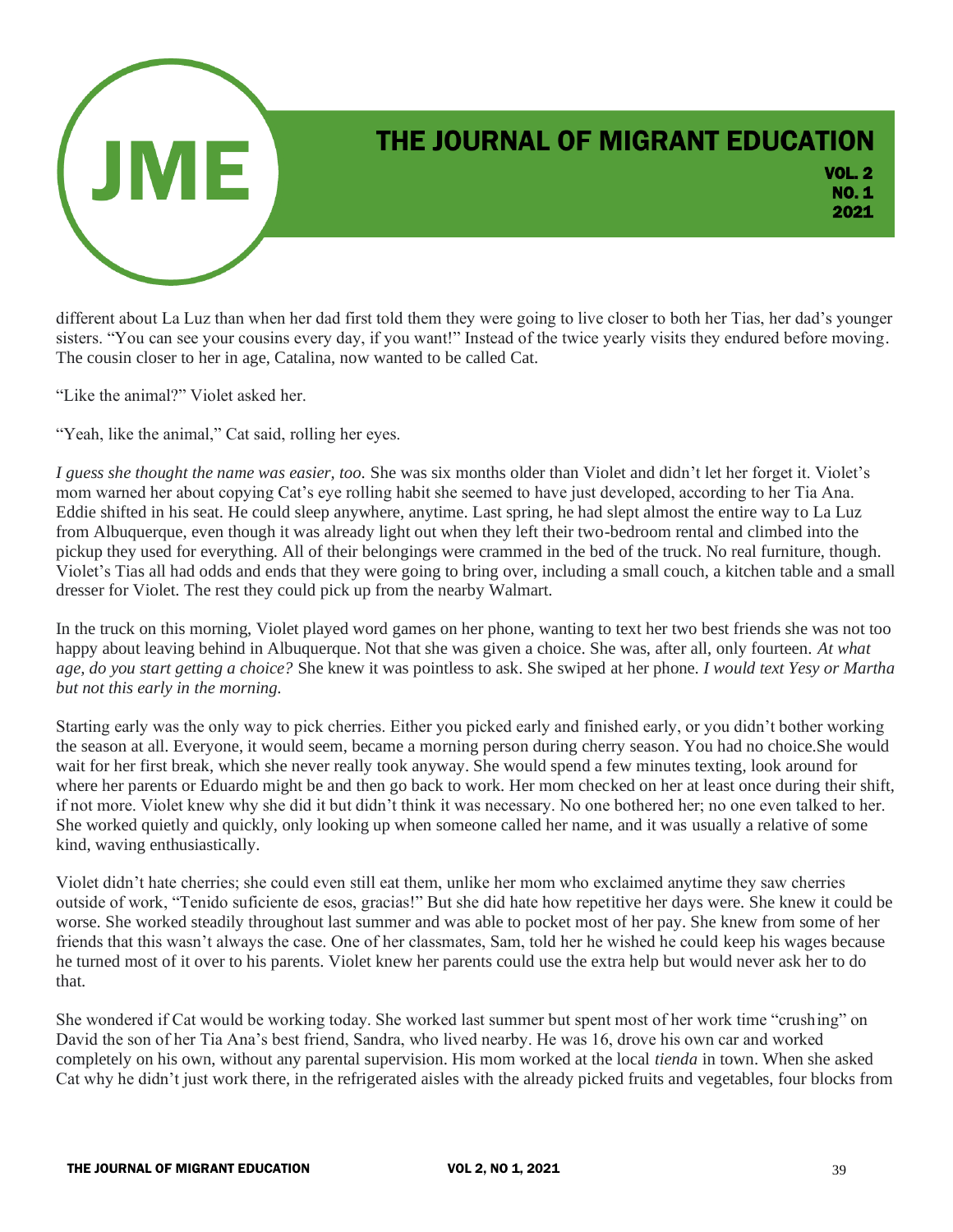different about La Luz than when her dad first told them they were going to live closer to both her Tias, her dad's younger sisters. "You can see your cousins every day, if you want!" Instead of the twice yearly visits they endured before moving. The cousin closer to her in age, Catalina, now wanted to be called Cat.

"Like the animal?" Violet asked her.

"Yeah, like the animal," Cat said, rolling her eyes.

*I guess she thought the name was easier, too.* She was six months older than Violet and didn't let her forget it. Violet's mom warned her about copying Cat's eye rolling habit she seemed to have just developed, according to her Tia Ana. Eddie shifted in his seat. He could sleep anywhere, anytime. Last spring, he had slept almost the entire way to La Luz from Albuquerque, even though it was already light out when they left their two-bedroom rental and climbed into the pickup they used for everything. All of their belongings were crammed in the bed of the truck. No real furniture, though. Violet's Tias all had odds and ends that they were going to bring over, including a small couch, a kitchen table and a small dresser for Violet. The rest they could pick up from the nearby Walmart.

In the truck on this morning, Violet played word games on her phone, wanting to text her two best friends she was not too happy about leaving behind in Albuquerque. Not that she was given a choice. She was, after all, only fourteen. *At what age, do you start getting a choice?* She knew it was pointless to ask. She swiped at her phone. *I would text Yesy or Martha but not this early in the morning.*

Starting early was the only way to pick cherries. Either you picked early and finished early, or you didn't bother working the season at all. Everyone, it would seem, became a morning person during cherry season. You had no choice.She would wait for her first break, which she never really took anyway. She would spend a few minutes texting, look around for where her parents or Eduardo might be and then go back to work. Her mom checked on her at least once during their shift, if not more. Violet knew why she did it but didn't think it was necessary. No one bothered her; no one even talked to her. She worked quietly and quickly, only looking up when someone called her name, and it was usually a relative of some kind, waving enthusiastically.

Violet didn't hate cherries; she could even still eat them, unlike her mom who exclaimed anytime they saw cherries outside of work, "Tenido suficiente de esos, gracias!" But she did hate how repetitive her days were. She knew it could be worse. She worked steadily throughout last summer and was able to pocket most of her pay. She knew from some of her friends that this wasn't always the case. One of her classmates, Sam, told her he wished he could keep his wages because he turned most of it over to his parents. Violet knew her parents could use the extra help but would never ask her to do that.

She wondered if Cat would be working today. She worked last summer but spent most of her work time "crushing" on David the son of her Tia Ana's best friend, Sandra, who lived nearby. He was 16, drove his own car and worked completely on his own, without any parental supervision. His mom worked at the local *tienda* in town. When she asked Cat why he didn't just work there, in the refrigerated aisles with the already picked fruits and vegetables, four blocks from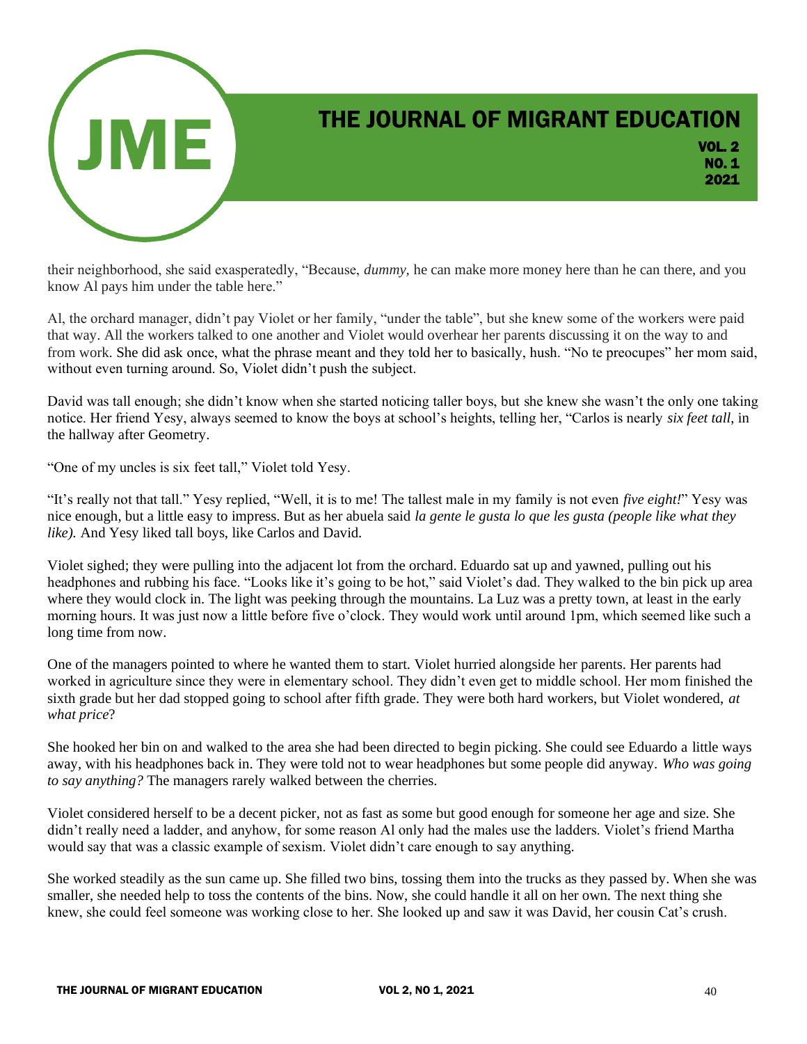their neighborhood, she said exasperatedly, "Because, *dummy,* he can make more money here than he can there, and you know Al pays him under the table here."

Al, the orchard manager, didn't pay Violet or her family, "under the table", but she knew some of the workers were paid that way. All the workers talked to one another and Violet would overhear her parents discussing it on the way to and from work. She did ask once, what the phrase meant and they told her to basically, hush. "No te preocupes" her mom said, without even turning around. So, Violet didn't push the subject.

David was tall enough; she didn't know when she started noticing taller boys, but she knew she wasn't the only one taking notice. Her friend Yesy, always seemed to know the boys at school's heights, telling her, "Carlos is nearly *six feet tall*, in the hallway after Geometry.

"One of my uncles is six feet tall," Violet told Yesy.

"It's really not that tall." Yesy replied, "Well, it is to me! The tallest male in my family is not even *five eight!*" Yesy was nice enough, but a little easy to impress. But as her abuela said *la gente le gusta lo que les gusta (people like what they like).* And Yesy liked tall boys, like Carlos and David.

Violet sighed; they were pulling into the adjacent lot from the orchard. Eduardo sat up and yawned, pulling out his headphones and rubbing his face. "Looks like it's going to be hot," said Violet's dad. They walked to the bin pick up area where they would clock in. The light was peeking through the mountains. La Luz was a pretty town, at least in the early morning hours. It was just now a little before five o'clock. They would work until around 1pm, which seemed like such a long time from now.

One of the managers pointed to where he wanted them to start. Violet hurried alongside her parents. Her parents had worked in agriculture since they were in elementary school. They didn't even get to middle school. Her mom finished the sixth grade but her dad stopped going to school after fifth grade. They were both hard workers, but Violet wondered, *at what price*?

She hooked her bin on and walked to the area she had been directed to begin picking. She could see Eduardo a little ways away, with his headphones back in. They were told not to wear headphones but some people did anyway. *Who was going to say anything?* The managers rarely walked between the cherries.

Violet considered herself to be a decent picker, not as fast as some but good enough for someone her age and size. She didn't really need a ladder, and anyhow, for some reason Al only had the males use the ladders. Violet's friend Martha would say that was a classic example of sexism. Violet didn't care enough to say anything.

She worked steadily as the sun came up. She filled two bins, tossing them into the trucks as they passed by. When she was smaller, she needed help to toss the contents of the bins. Now, she could handle it all on her own. The next thing she knew, she could feel someone was working close to her. She looked up and saw it was David, her cousin Cat's crush.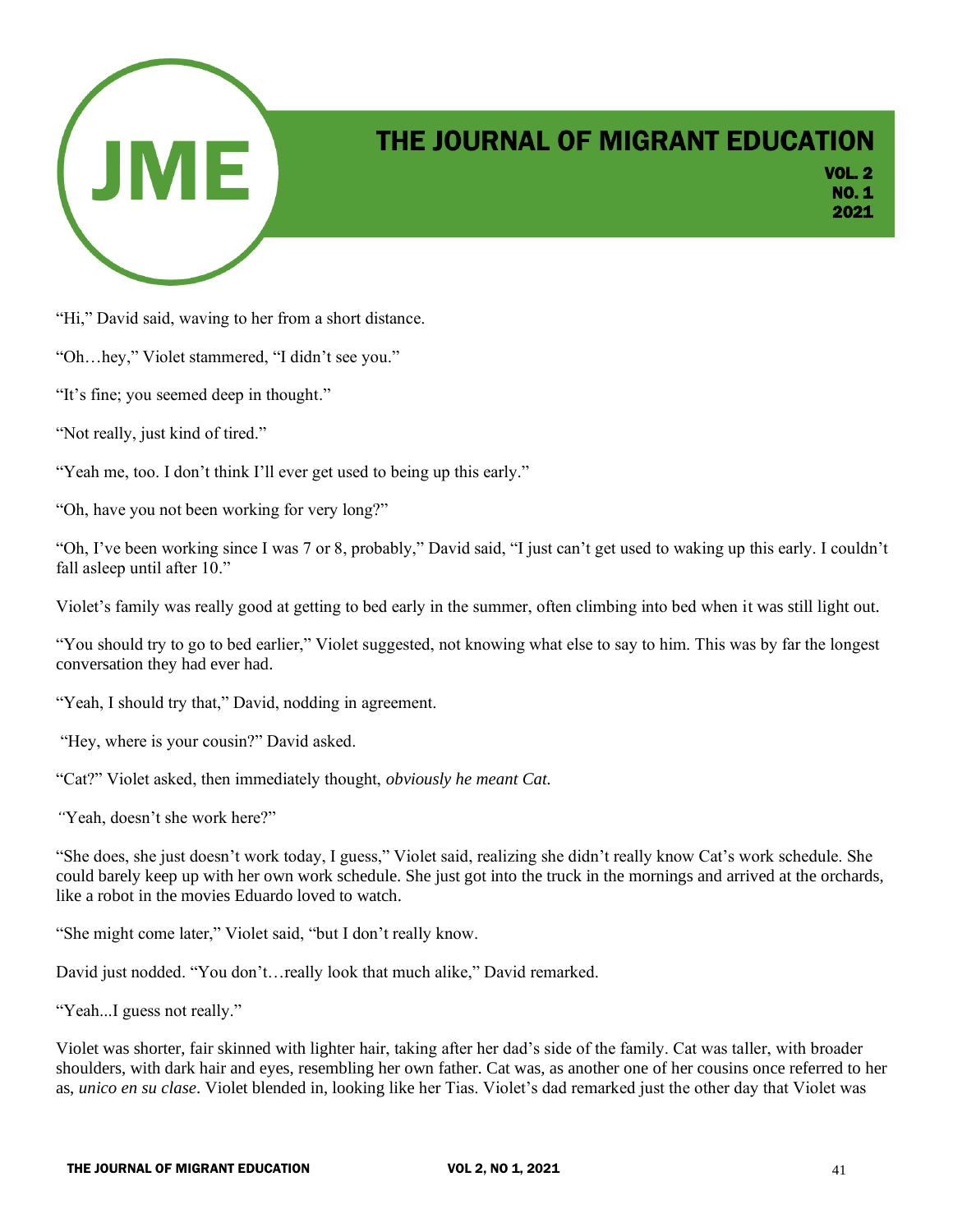"Hi," David said, waving to her from a short distance.

"Oh…hey," Violet stammered, "I didn't see you."

"It's fine; you seemed deep in thought."

"Not really, just kind of tired."

"Yeah me, too. I don't think I'll ever get used to being up this early."

"Oh, have you not been working for very long?"

"Oh, I've been working since I was 7 or 8, probably," David said, "I just can't get used to waking up this early. I couldn't fall asleep until after 10."

Violet's family was really good at getting to bed early in the summer, often climbing into bed when it was still light out.

"You should try to go to bed earlier," Violet suggested, not knowing what else to say to him. This was by far the longest conversation they had ever had.

"Yeah, I should try that," David, nodding in agreement.

"Hey, where is your cousin?" David asked.

"Cat?" Violet asked, then immediately thought, *obviously he meant Cat.*

*"*Yeah, doesn't she work here?"

"She does, she just doesn't work today, I guess," Violet said, realizing she didn't really know Cat's work schedule. She could barely keep up with her own work schedule. She just got into the truck in the mornings and arrived at the orchards, like a robot in the movies Eduardo loved to watch.

"She might come later," Violet said, "but I don't really know.

David just nodded. "You don't…really look that much alike," David remarked.

"Yeah...I guess not really."

Violet was shorter, fair skinned with lighter hair, taking after her dad's side of the family. Cat was taller, with broader shoulders, with dark hair and eyes, resembling her own father. Cat was, as another one of her cousins once referred to her as, *unico en su clase*. Violet blended in, looking like her Tias. Violet's dad remarked just the other day that Violet was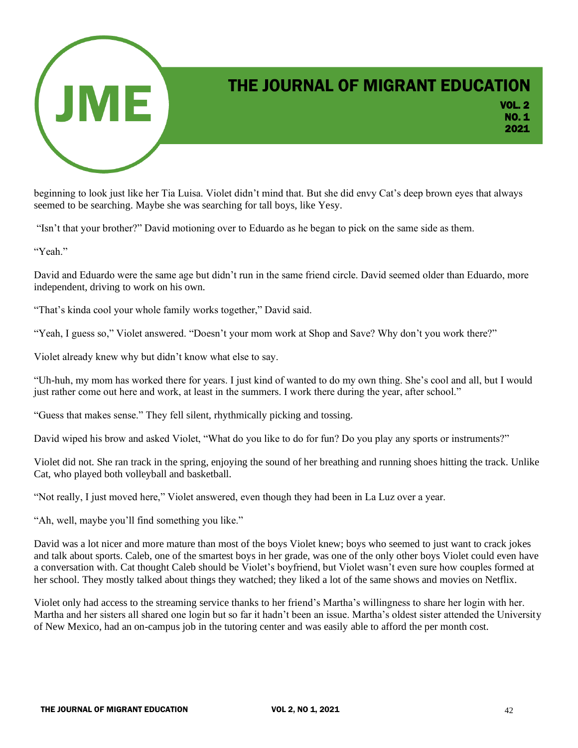beginning to look just like her Tia Luisa. Violet didn't mind that. But she did envy Cat's deep brown eyes that always seemed to be searching. Maybe she was searching for tall boys, like Yesy.

"Isn't that your brother?" David motioning over to Eduardo as he began to pick on the same side as them.

"Yeah."

David and Eduardo were the same age but didn't run in the same friend circle. David seemed older than Eduardo, more independent, driving to work on his own.

"That's kinda cool your whole family works together," David said.

"Yeah, I guess so," Violet answered. "Doesn't your mom work at Shop and Save? Why don't you work there?"

Violet already knew why but didn't know what else to say.

"Uh-huh, my mom has worked there for years. I just kind of wanted to do my own thing. She's cool and all, but I would just rather come out here and work, at least in the summers. I work there during the year, after school."

"Guess that makes sense." They fell silent, rhythmically picking and tossing.

David wiped his brow and asked Violet, "What do you like to do for fun? Do you play any sports or instruments?"

Violet did not. She ran track in the spring, enjoying the sound of her breathing and running shoes hitting the track. Unlike Cat, who played both volleyball and basketball.

"Not really, I just moved here," Violet answered, even though they had been in La Luz over a year.

"Ah, well, maybe you'll find something you like."

David was a lot nicer and more mature than most of the boys Violet knew; boys who seemed to just want to crack jokes and talk about sports. Caleb, one of the smartest boys in her grade, was one of the only other boys Violet could even have a conversation with. Cat thought Caleb should be Violet's boyfriend, but Violet wasn't even sure how couples formed at her school. They mostly talked about things they watched; they liked a lot of the same shows and movies on Netflix.

Violet only had access to the streaming service thanks to her friend's Martha's willingness to share her login with her. Martha and her sisters all shared one login but so far it hadn't been an issue. Martha's oldest sister attended the University of New Mexico, had an on-campus job in the tutoring center and was easily able to afford the per month cost.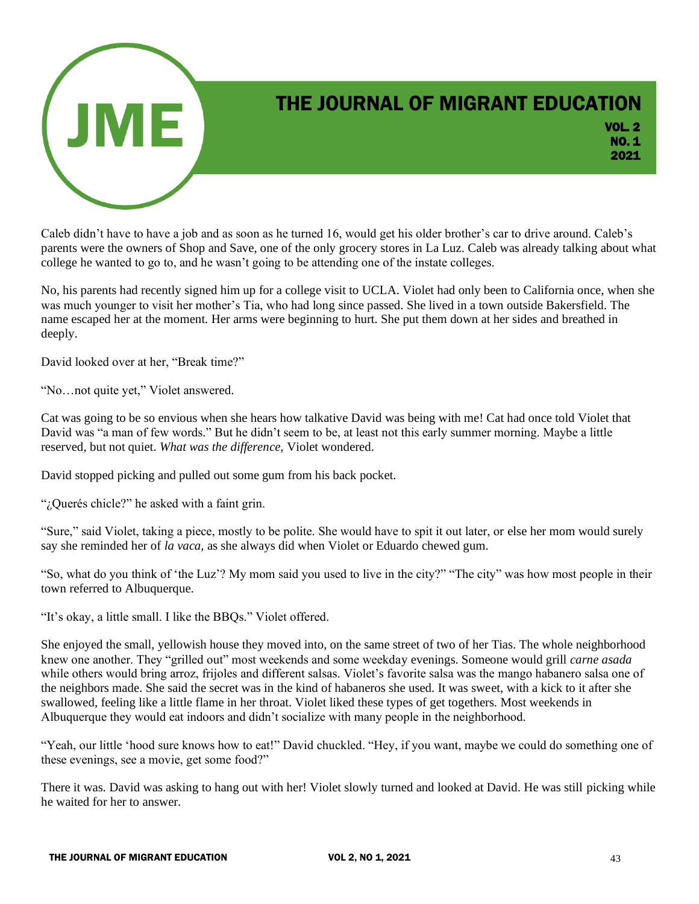Caleb didn't have to have a job and as soon as he turned 16, would get his older brother's car to drive around. Caleb's parents were the owners of Shop and Save, one of the only grocery stores in La Luz. Caleb was already talking about what college he wanted to go to, and he wasn't going to be attending one of the instate colleges.

No, his parents had recently signed him up for a college visit to UCLA. Violet had only been to California once, when she was much younger to visit her mother's Tia, who had long since passed. She lived in a town outside Bakersfield. The name escaped her at the moment. Her arms were beginning to hurt. She put them down at her sides and breathed in deeply.

David looked over at her, "Break time?"

"No…not quite yet," Violet answered.

Cat was going to be so envious when she hears how talkative David was being with me! Cat had once told Violet that David was "a man of few words." But he didn't seem to be, at least not this early summer morning. Maybe a little reserved, but not quiet. *What was the difference,* Violet wondered.

David stopped picking and pulled out some gum from his back pocket.

"¿Querés chicle?" he asked with a faint grin.

"Sure," said Violet, taking a piece, mostly to be polite. She would have to spit it out later, or else her mom would surely say she reminded her of *la vaca,* as she always did when Violet or Eduardo chewed gum.

"So, what do you think of 'the Luz'? My mom said you used to live in the city?" "The city" was how most people in their town referred to Albuquerque.

"It's okay, a little small. I like the BBQs." Violet offered.

She enjoyed the small, yellowish house they moved into, on the same street of two of her Tias. The whole neighborhood knew one another. They "grilled out" most weekends and some weekday evenings. Someone would grill *carne asada* while others would bring arroz, frijoles and different salsas. Violet's favorite salsa was the mango habanero salsa one of the neighbors made. She said the secret was in the kind of habaneros she used. It was sweet, with a kick to it after she swallowed, feeling like a little flame in her throat. Violet liked these types of get togethers. Most weekends in Albuquerque they would eat indoors and didn't socialize with many people in the neighborhood.

"Yeah, our little 'hood sure knows how to eat!" David chuckled. "Hey, if you want, maybe we could do something one of these evenings, see a movie, get some food?"

There it was. David was asking to hang out with her! Violet slowly turned and looked at David. He was still picking while he waited for her to answer.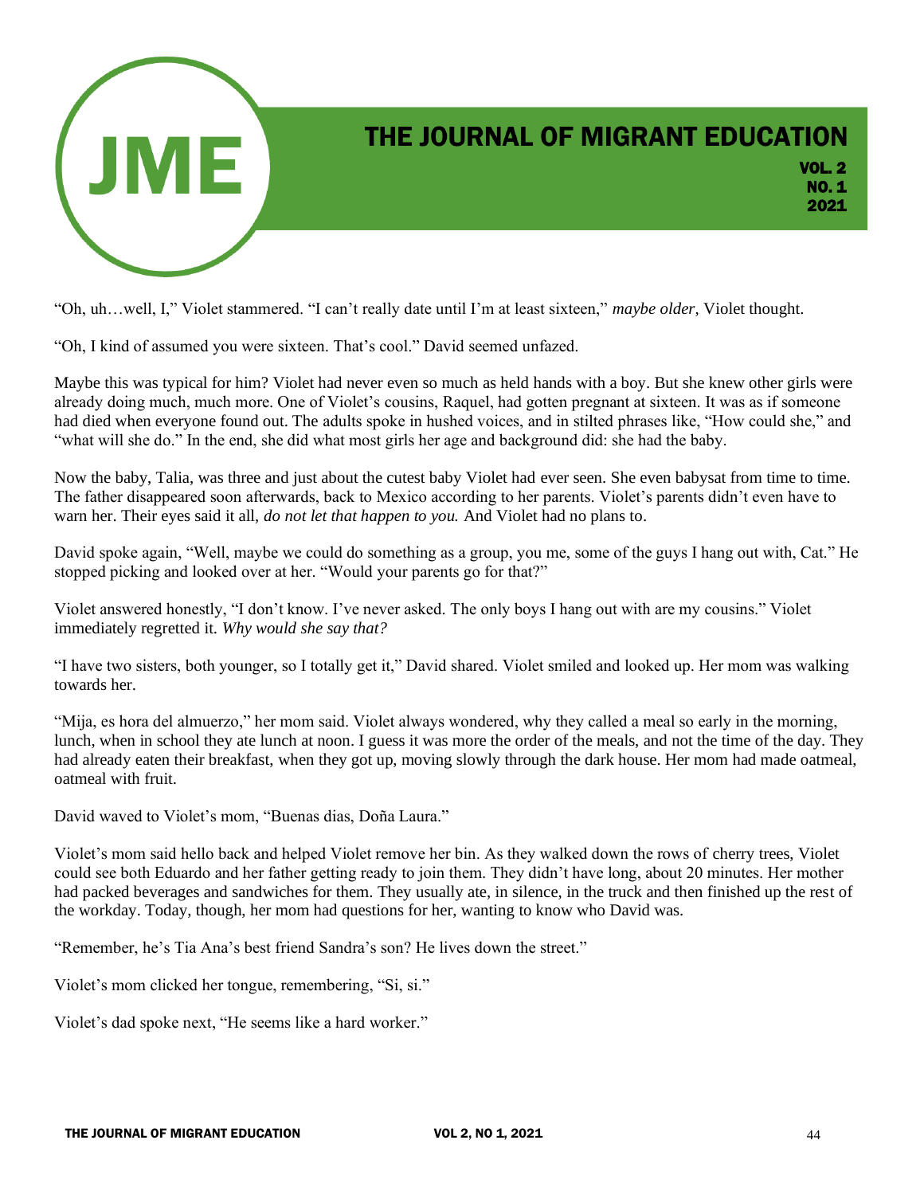"Oh, uh…well, I," Violet stammered. "I can't really date until I'm at least sixteen," *maybe older*, Violet thought.

"Oh, I kind of assumed you were sixteen. That's cool." David seemed unfazed.

Maybe this was typical for him? Violet had never even so much as held hands with a boy. But she knew other girls were already doing much, much more. One of Violet's cousins, Raquel, had gotten pregnant at sixteen. It was as if someone had died when everyone found out. The adults spoke in hushed voices, and in stilted phrases like, "How could she," and "what will she do." In the end, she did what most girls her age and background did: she had the baby.

Now the baby, Talia, was three and just about the cutest baby Violet had ever seen. She even babysat from time to time. The father disappeared soon afterwards, back to Mexico according to her parents. Violet's parents didn't even have to warn her. Their eyes said it all, *do not let that happen to you.* And Violet had no plans to.

David spoke again, "Well, maybe we could do something as a group, you me, some of the guys I hang out with, Cat." He stopped picking and looked over at her. "Would your parents go for that?"

Violet answered honestly, "I don't know. I've never asked. The only boys I hang out with are my cousins." Violet immediately regretted it. *Why would she say that?*

"I have two sisters, both younger, so I totally get it," David shared. Violet smiled and looked up. Her mom was walking towards her.

"Mija, es hora del almuerzo," her mom said. Violet always wondered, why they called a meal so early in the morning, lunch, when in school they ate lunch at noon. I guess it was more the order of the meals, and not the time of the day. They had already eaten their breakfast, when they got up, moving slowly through the dark house. Her mom had made oatmeal, oatmeal with fruit.

David waved to Violet's mom, "Buenas dias, Doña Laura."

Violet's mom said hello back and helped Violet remove her bin. As they walked down the rows of cherry trees, Violet could see both Eduardo and her father getting ready to join them. They didn't have long, about 20 minutes. Her mother had packed beverages and sandwiches for them. They usually ate, in silence, in the truck and then finished up the rest of the workday. Today, though, her mom had questions for her, wanting to know who David was.

"Remember, he's Tia Ana's best friend Sandra's son? He lives down the street."

Violet's mom clicked her tongue, remembering, "Si, si."

Violet's dad spoke next, "He seems like a hard worker."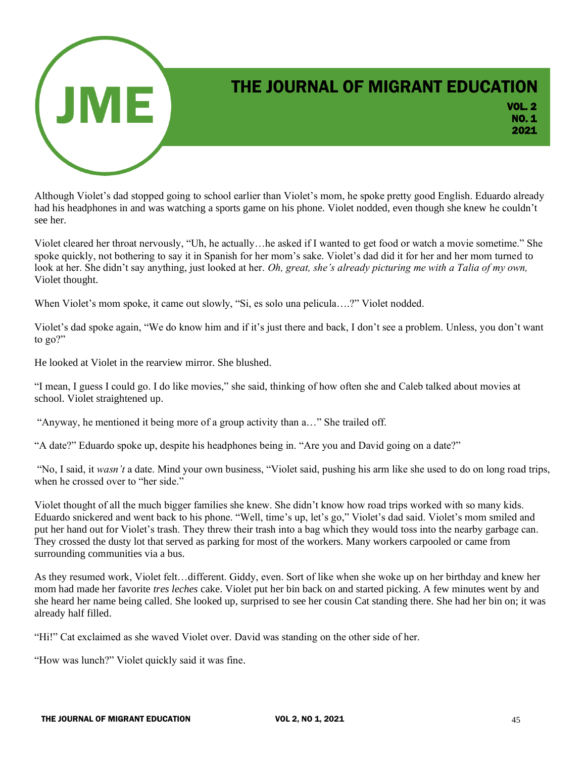Although Violet's dad stopped going to school earlier than Violet's mom, he spoke pretty good English. Eduardo already had his headphones in and was watching a sports game on his phone. Violet nodded, even though she knew he couldn't see her.

Violet cleared her throat nervously, "Uh, he actually…he asked if I wanted to get food or watch a movie sometime." She spoke quickly, not bothering to say it in Spanish for her mom's sake. Violet's dad did it for her and her mom turned to look at her. She didn't say anything, just looked at her. *Oh, great, she's already picturing me with a Talia of my own,* Violet thought.

When Violet's mom spoke, it came out slowly, "Si, es solo una pelicula….?" Violet nodded.

Violet's dad spoke again, "We do know him and if it's just there and back, I don't see a problem. Unless, you don't want to go?"

He looked at Violet in the rearview mirror. She blushed.

"I mean, I guess I could go. I do like movies," she said, thinking of how often she and Caleb talked about movies at school. Violet straightened up.

"Anyway, he mentioned it being more of a group activity than a…" She trailed off.

"A date?" Eduardo spoke up, despite his headphones being in. "Are you and David going on a date?"

"No, I said, it *wasn't* a date. Mind your own business, "Violet said, pushing his arm like she used to do on long road trips, when he crossed over to "her side."

Violet thought of all the much bigger families she knew. She didn't know how road trips worked with so many kids. Eduardo snickered and went back to his phone. "Well, time's up, let's go," Violet's dad said. Violet's mom smiled and put her hand out for Violet's trash. They threw their trash into a bag which they would toss into the nearby garbage can. They crossed the dusty lot that served as parking for most of the workers. Many workers carpooled or came from surrounding communities via a bus.

As they resumed work, Violet felt…different. Giddy, even. Sort of like when she woke up on her birthday and knew her mom had made her favorite *tres leches* cake. Violet put her bin back on and started picking. A few minutes went by and she heard her name being called. She looked up, surprised to see her cousin Cat standing there. She had her bin on; it was already half filled.

"Hi!" Cat exclaimed as she waved Violet over. David was standing on the other side of her.

"How was lunch?" Violet quickly said it was fine.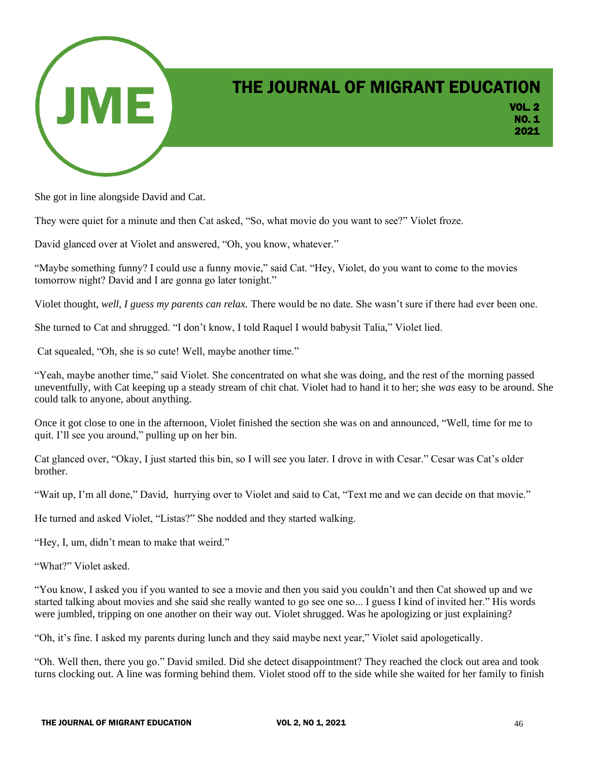She got in line alongside David and Cat.

They were quiet for a minute and then Cat asked, “So, what movie do you want to see?” Violet froze.

David glanced over at Violet and answered, “Oh, you know, whatever.”

“Maybe something funny? I could use a funny movie,” said Cat. “Hey, Violet, do you want to come to the movies tomorrow night? David and I are gonna go later tonight.”

Violet thought, *well, I guess my parents can relax.* There would be no date. She wasn’t sure if there had ever been one.

She turned to Cat and shrugged. “I don’t know, I told Raquel I would babysit Talia,” Violet lied.

Cat squealed, “Oh, she is so cute! Well, maybe another time.”

“Yeah, maybe another time,” said Violet. She concentrated on what she was doing, and the rest of the morning passed uneventfully, with Cat keeping up a steady stream of chit chat. Violet had to hand it to her; she *was* easy to be around. She could talk to anyone, about anything.

Once it got close to one in the afternoon, Violet finished the section she was on and announced, “Well, time for me to quit. I’ll see you around,” pulling up on her bin.

Cat glanced over, “Okay, I just started this bin, so I will see you later. I drove in with Cesar.” Cesar was Cat’s older brother.

“Wait up, I’m all done,” David, hurrying over to Violet and said to Cat, “Text me and we can decide on that movie.”

He turned and asked Violet, “Listas?” She nodded and they started walking.

“Hey, I, um, didn’t mean to make that weird.”

“What?” Violet asked.

“You know, I asked you if you wanted to see a movie and then you said you couldn’t and then Cat showed up and we started talking about movies and she said she really wanted to go see one so... I guess I kind of invited her.” His words were jumbled, tripping on one another on their way out. Violet shrugged. Was he apologizing or just explaining?

“Oh, it’s fine. I asked my parents during lunch and they said maybe next year,” Violet said apologetically.

“Oh. Well then, there you go.” David smiled. Did she detect disappointment? They reached the clock out area and took turns clocking out. A line was forming behind them. Violet stood off to the side while she waited for her family to finish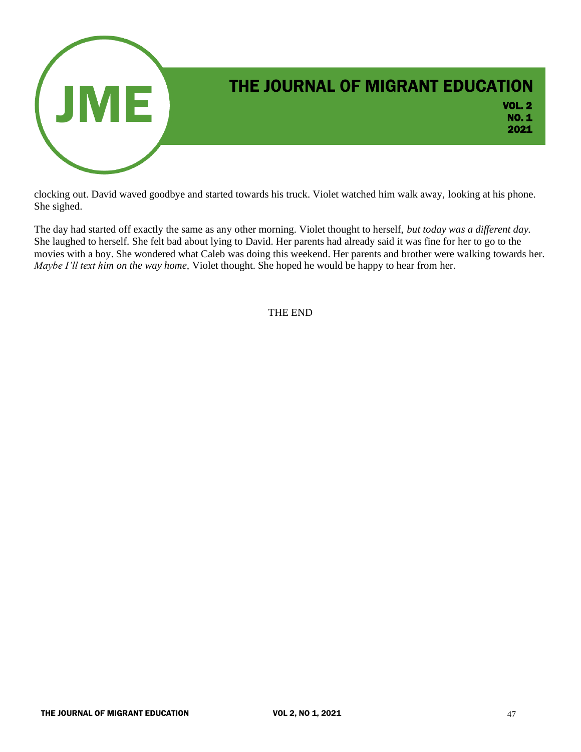clocking out. David waved goodbye and started towards his truck. Violet watched him walk away, looking at his phone. She sighed.

The day had started off exactly the same as any other morning. Violet thought to herself, *but today was a different day.* She laughed to herself. She felt bad about lying to David. Her parents had already said it was fine for her to go to the movies with a boy. She wondered what Caleb was doing this weekend. Her parents and brother were walking towards her. *Maybe I'll text him on the way home,* Violet thought. She hoped he would be happy to hear from her.

THE END